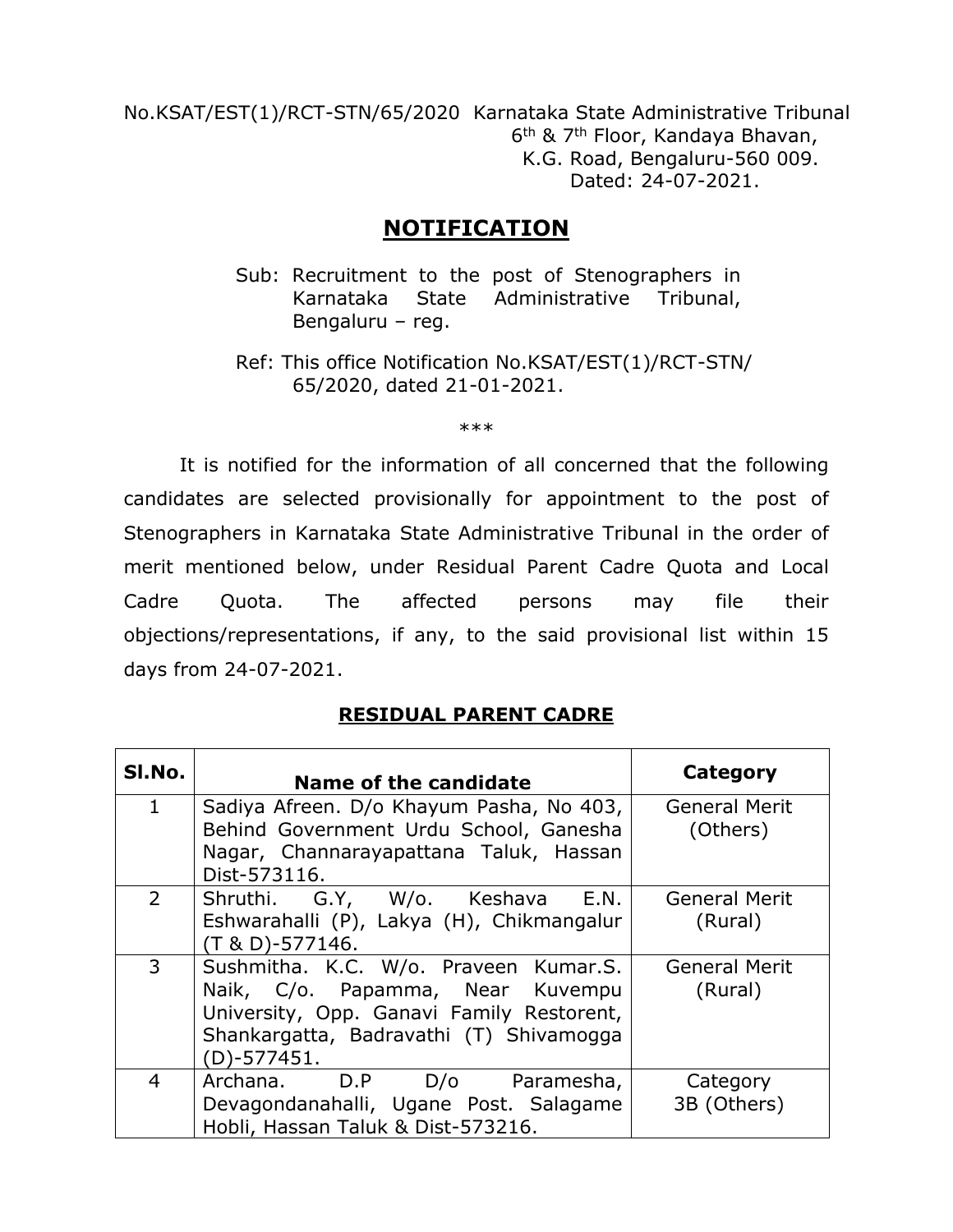No.KSAT/EST(1)/RCT-STN/65/2020 Karnataka State Administrative Tribunal
6th & 7th Floor, Kandaya Bhavan,
K.G. Road, Bengaluru-560 009.
Dated: 24-07-2021.

# NOTIFICATION

Sub: Recruitment to the post of Stenographers in Karnataka State Administrative Tribunal, Bengaluru – reg.

Ref: This office Notification No.KSAT/EST(1)/RCT-STN/ 65/2020, dated 21-01-2021.

***

It is notified for the information of all concerned that the following candidates are selected provisionally for appointment to the post of Stenographers in Karnataka State Administrative Tribunal in the order of merit mentioned below, under Residual Parent Cadre Quota and Local Cadre Quota. The affected persons may file their objections/representations, if any, to the said provisional list within 15 days from 24-07-2021.

## RESIDUAL PARENT CADRE

| Sl.No. | Name of the candidate | Category |
|---|---|---|
| 1 | Sadiya Afreen. D/o Khayum Pasha, No 403, Behind Government Urdu School, Ganesha Nagar, Channarayapattana Taluk, Hassan Dist-573116. | General Merit (Others) |
| 2 | Shruthi. G.Y, W/o. Keshava E.N. Eshwarahalli (P), Lakya (H), Chikmangalur (T & D)-577146. | General Merit (Rural) |
| 3 | Sushmitha. K.C. W/o. Praveen Kumar.S. Naik, C/o. Papamma, Near Kuvempu University, Opp. Ganavi Family Restorent, Shankargatta, Badravathi (T) Shivamogga (D)-577451. | General Merit (Rural) |
| 4 | Archana. D.P D/o Paramesha, Devagondanahalli, Ugane Post. Salagame Hobli, Hassan Taluk & Dist-573216. | Category 3B (Others) |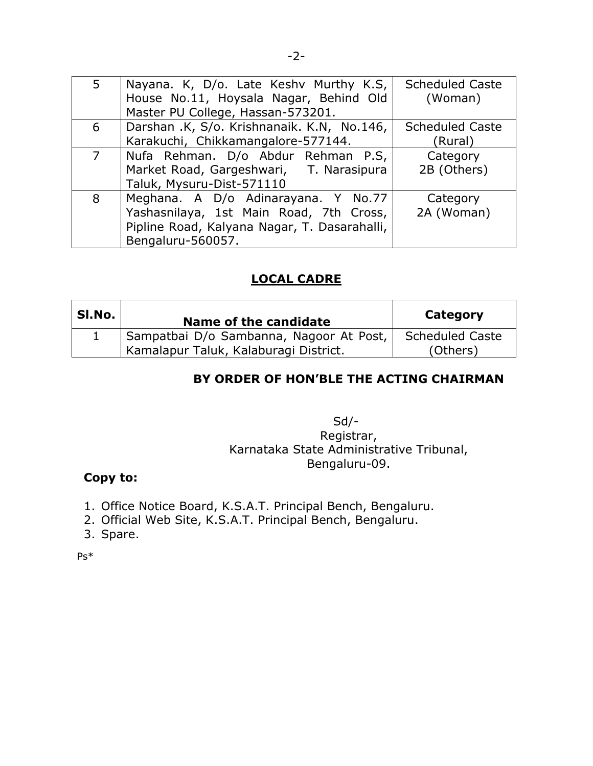| | | |
|---|---|---|
| 5 | Nayana. K, D/o. Late Keshv Murthy K.S, House No.11, Hoysala Nagar, Behind Old Master PU College, Hassan-573201. | Scheduled Caste (Woman) |
| 6 | Darshan .K, S/o. Krishnanaik. K.N, No.146, Karakuchi, Chikkamangalore-577144. | Scheduled Caste (Rural) |
| 7 | Nufa Rehman. D/o Abdur Rehman P.S, Market Road, Gargeshwari, T. Narasipura Taluk, Mysuru-Dist-571110 | Category 2B (Others) |
| 8 | Meghana. A D/o Adinarayana. Y No.77 Yashasnilaya, 1st Main Road, 7th Cross, Pipline Road, Kalyana Nagar, T. Dasarahalli, Bengaluru-560057. | Category 2A (Woman) |

## LOCAL CADRE

| Sl.No. | Name of the candidate | Category |
|---|---|---|
| 1 | Sampatbai D/o Sambanna, Nagoor At Post, Kamalapur Taluk, Kalaburagi District. | Scheduled Caste (Others) |

**BY ORDER OF HON'BLE THE ACTING CHAIRMAN**

Sd/-
Registrar,
Karnataka State Administrative Tribunal,
Bengaluru-09.

**Copy to:**

1. Office Notice Board, K.S.A.T. Principal Bench, Bengaluru.
2. Official Web Site, K.S.A.T. Principal Bench, Bengaluru.
3. Spare.

Ps*